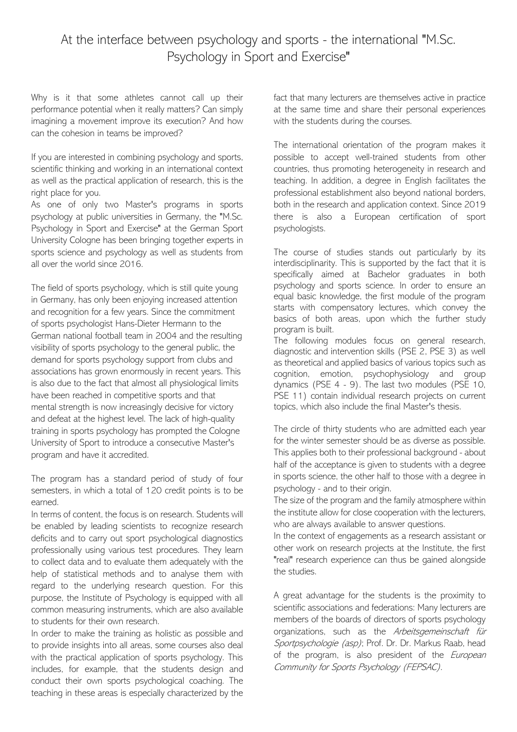# At the interface between psychology and sports - the international "M.Sc. Psychology in Sport and Exercise"

Why is it that some athletes cannot call up their performance potential when it really matters? Can simply imagining a movement improve its execution? And how can the cohesion in teams be improved?

If you are interested in combining psychology and sports, scientific thinking and working in an international context as well as the practical application of research, this is the right place for you.
As one of only two Master's programs in sports psychology at public universities in Germany, the "M.Sc. Psychology in Sport and Exercise" at the German Sport University Cologne has been bringing together experts in sports science and psychology as well as students from all over the world since 2016.

The field of sports psychology, which is still quite young in Germany, has only been enjoying increased attention and recognition for a few years. Since the commitment of sports psychologist Hans-Dieter Hermann to the German national football team in 2004 and the resulting visibility of sports psychology to the general public, the demand for sports psychology support from clubs and associations has grown enormously in recent years. This is also due to the fact that almost all physiological limits have been reached in competitive sports and that mental strength is now increasingly decisive for victory and defeat at the highest level. The lack of high-quality training in sports psychology has prompted the Cologne University of Sport to introduce a consecutive Master's program and have it accredited.

The program has a standard period of study of four semesters, in which a total of 120 credit points is to be earned.
In terms of content, the focus is on research. Students will be enabled by leading scientists to recognize research deficits and to carry out sport psychological diagnostics professionally using various test procedures. They learn to collect data and to evaluate them adequately with the help of statistical methods and to analyse them with regard to the underlying research question. For this purpose, the Institute of Psychology is equipped with all common measuring instruments, which are also available to students for their own research.
In order to make the training as holistic as possible and to provide insights into all areas, some courses also deal with the practical application of sports psychology. This includes, for example, that the students design and conduct their own sports psychological coaching. The teaching in these areas is especially characterized by the fact that many lecturers are themselves active in practice at the same time and share their personal experiences with the students during the courses.

The international orientation of the program makes it possible to accept well-trained students from other countries, thus promoting heterogeneity in research and teaching. In addition, a degree in English facilitates the professional establishment also beyond national borders, both in the research and application context. Since 2019 there is also a European certification of sport psychologists.

The course of studies stands out particularly by its interdisciplinarity. This is supported by the fact that it is specifically aimed at Bachelor graduates in both psychology and sports science. In order to ensure an equal basic knowledge, the first module of the program starts with compensatory lectures, which convey the basics of both areas, upon which the further study program is built.
The following modules focus on general research, diagnostic and intervention skills (PSE 2, PSE 3) as well as theoretical and applied basics of various topics such as cognition, emotion, psychophysiology and group dynamics (PSE 4 - 9). The last two modules (PSE 10, PSE 11) contain individual research projects on current topics, which also include the final Master's thesis.

The circle of thirty students who are admitted each year for the winter semester should be as diverse as possible. This applies both to their professional background - about half of the acceptance is given to students with a degree in sports science, the other half to those with a degree in psychology - and to their origin.
The size of the program and the family atmosphere within the institute allow for close cooperation with the lecturers, who are always available to answer questions.
In the context of engagements as a research assistant or other work on research projects at the Institute, the first "real" research experience can thus be gained alongside the studies.

A great advantage for the students is the proximity to scientific associations and federations: Many lecturers are members of the boards of directors of sports psychology organizations, such as the *Arbeitsgemeinschaft für Sportpsychologie (asp)*; Prof. Dr. Dr. Markus Raab, head of the program, is also president of the *European Community for Sports Psychology (FEPSAC)*.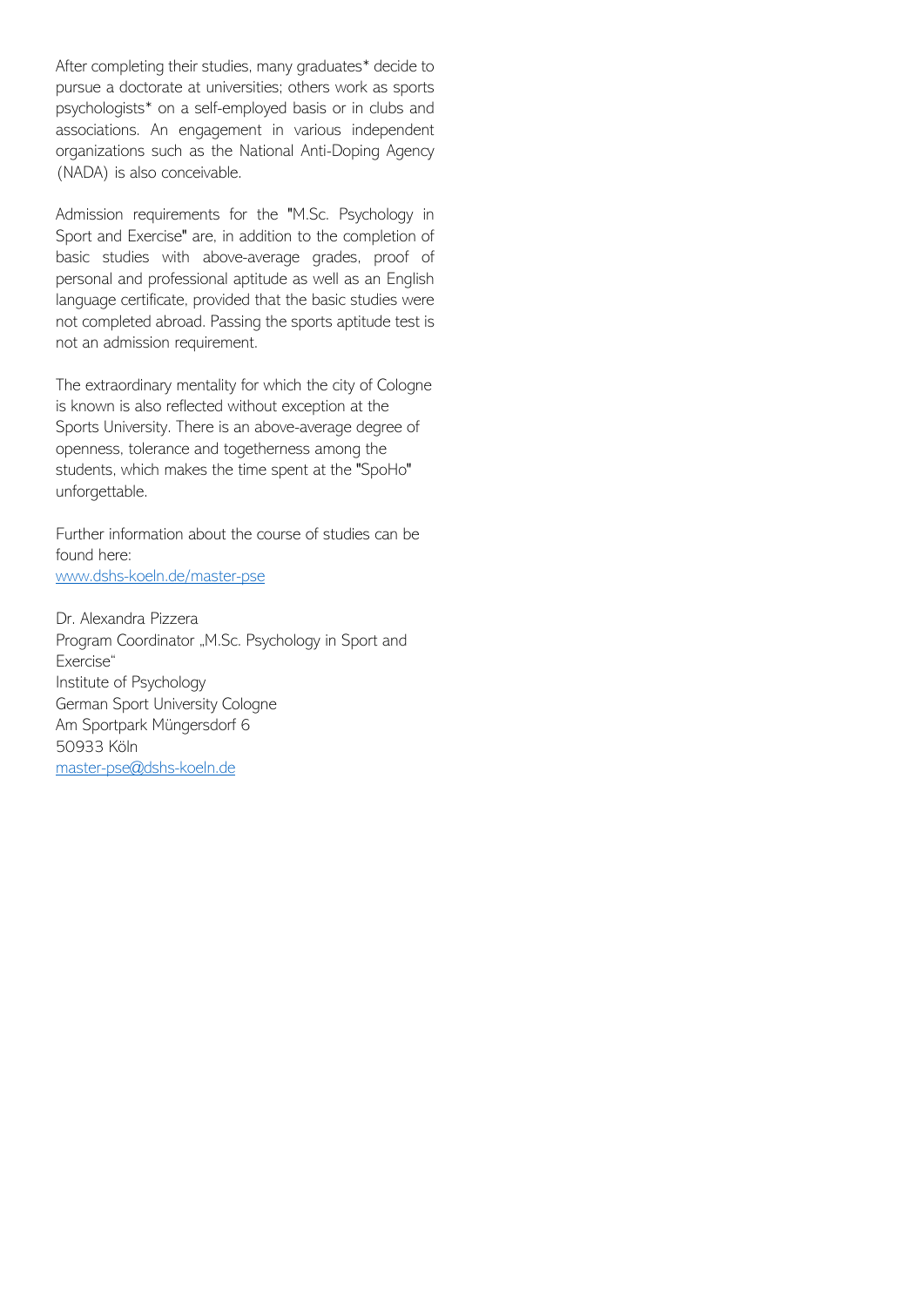After completing their studies, many graduates* decide to pursue a doctorate at universities; others work as sports psychologists* on a self-employed basis or in clubs and associations. An engagement in various independent organizations such as the National Anti-Doping Agency (NADA) is also conceivable.

Admission requirements for the "M.Sc. Psychology in Sport and Exercise" are, in addition to the completion of basic studies with above-average grades, proof of personal and professional aptitude as well as an English language certificate, provided that the basic studies were not completed abroad. Passing the sports aptitude test is not an admission requirement.

The extraordinary mentality for which the city of Cologne is known is also reflected without exception at the Sports University. There is an above-average degree of openness, tolerance and togetherness among the students, which makes the time spent at the "SpoHo" unforgettable.

Further information about the course of studies can be found here:
[www.dshs-koeln.de/master-pse](www.dshs-koeln.de/master-pse)

Dr. Alexandra Pizzera
Program Coordinator „M.Sc. Psychology in Sport and Exercise"
Institute of Psychology
German Sport University Cologne
Am Sportpark Müngersdorf 6
50933 Köln
[master-pse@dshs-koeln.de](mailto:master-pse@dshs-koeln.de)